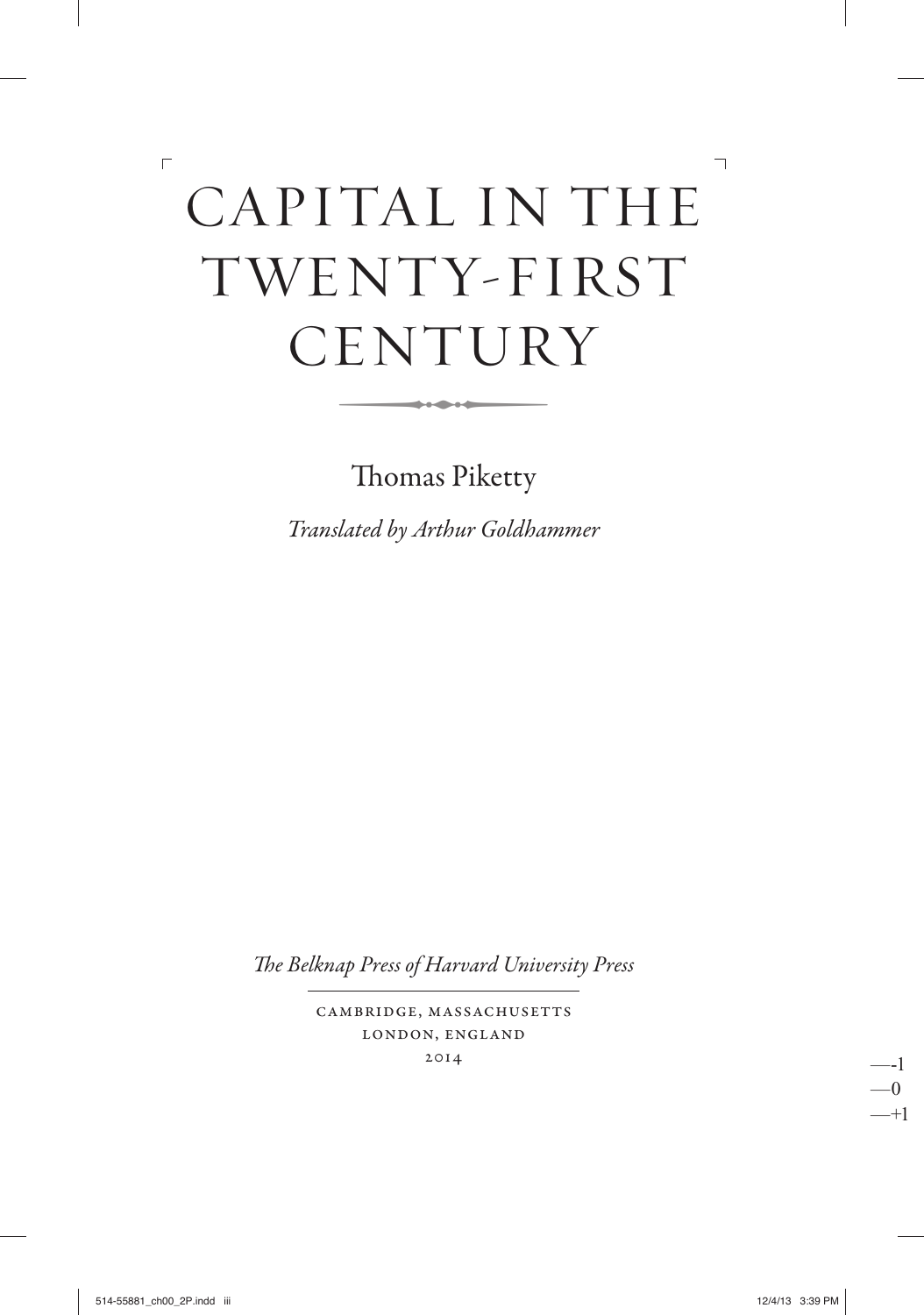# CAPITAL IN THE TWENTY-FIRST CENTURY

Thomas Piketty

*Translated by Arthur Goldhammer*

*The Belknap Press of Harvard University Press*

CAMBRIDGE, MASSACHUSETTS
LONDON, ENGLAND
2014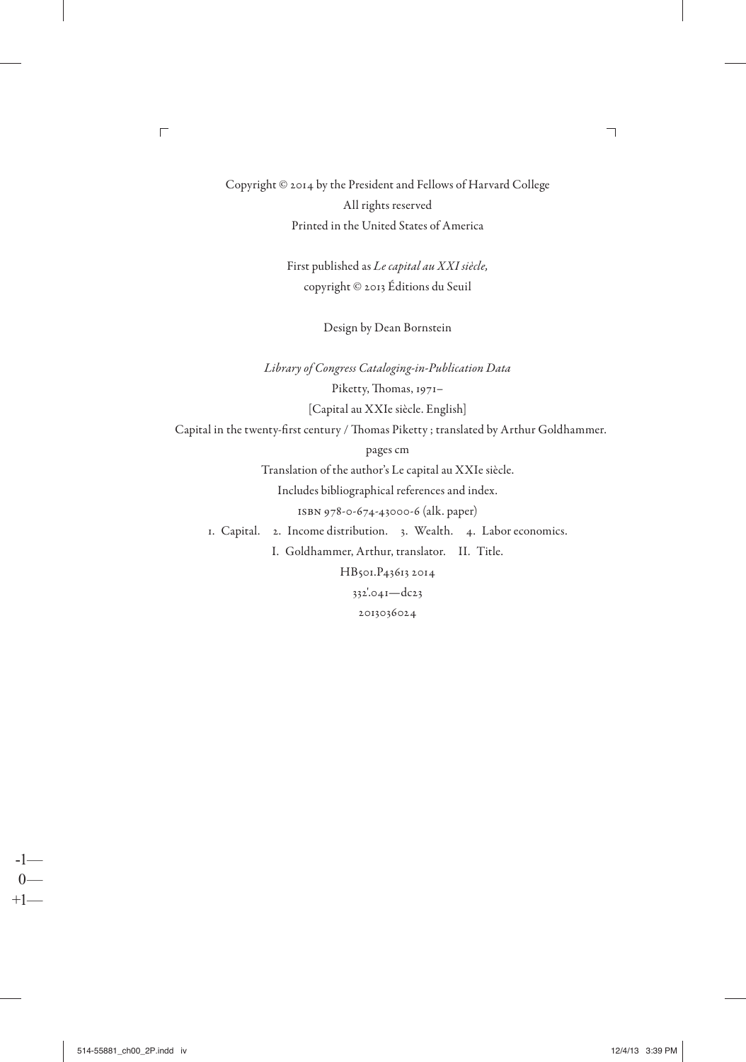Copyright © 2014 by the President and Fellows of Harvard College
All rights reserved
Printed in the United States of America

First published as *Le capital au XXI siècle,*
copyright © 2013 Éditions du Seuil

Design by Dean Bornstein

*Library of Congress Cataloging-in-Publication Data*

Piketty, Thomas, 1971–

[Capital au XXIe siècle. English]

Capital in the twenty-first century / Thomas Piketty ; translated by Arthur Goldhammer.

pages cm

Translation of the author's Le capital au XXIe siècle.

Includes bibliographical references and index.

ISBN 978-0-674-43000-6 (alk. paper)

1. Capital. 2. Income distribution. 3. Wealth. 4. Labor economics.

I. Goldhammer, Arthur, translator. II. Title.

HB501.P43613 2014

332'.041—dc23

2013036024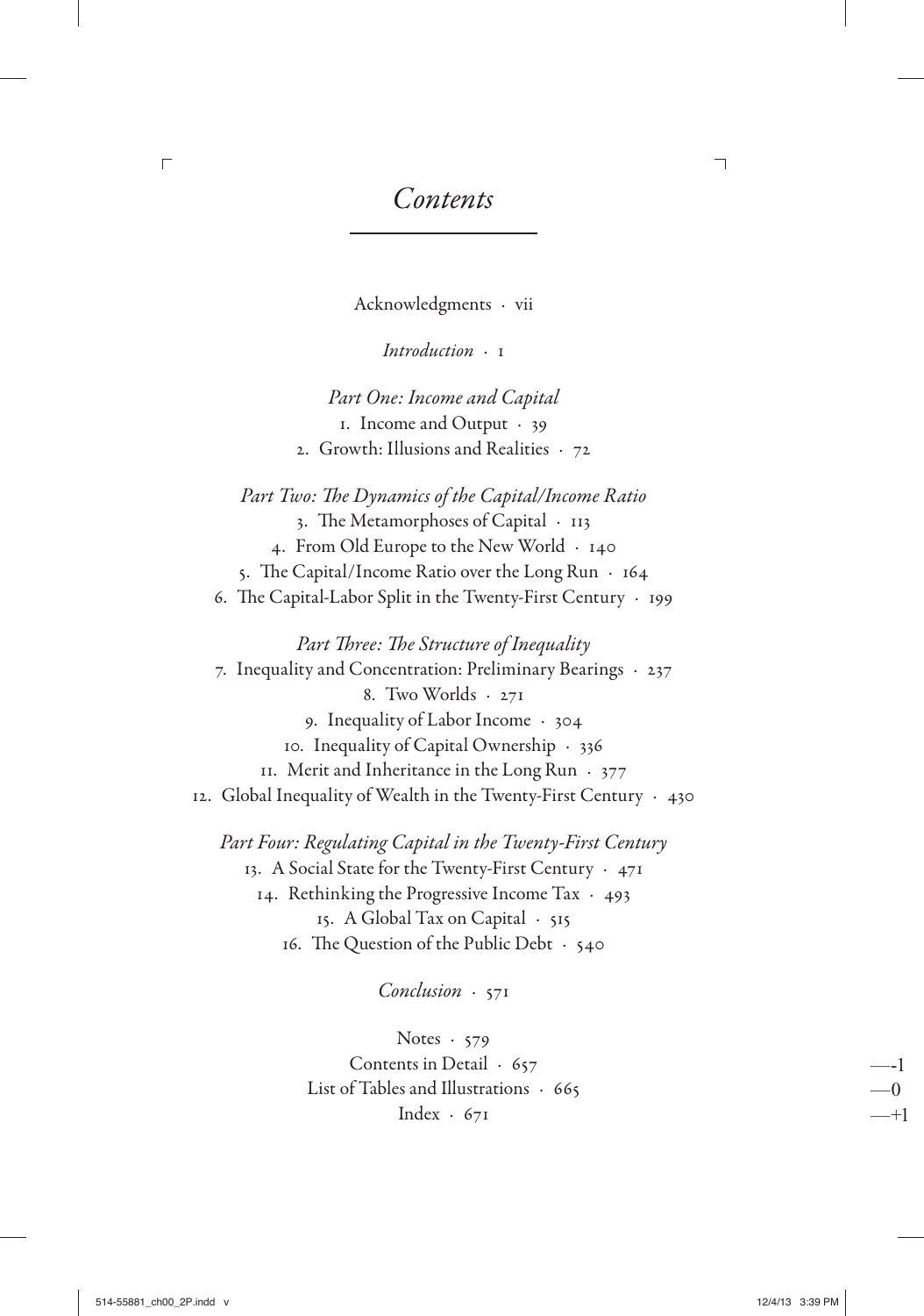# *Contents*

Acknowledgments · vii

*Introduction* · 1

*Part One: Income and Capital*

1. Income and Output · 39
2. Growth: Illusions and Realities · 72

*Part Two: The Dynamics of the Capital/Income Ratio*

3. The Metamorphoses of Capital · 113
4. From Old Europe to the New World · 140
5. The Capital/Income Ratio over the Long Run · 164
6. The Capital-Labor Split in the Twenty-First Century · 199

*Part Three: The Structure of Inequality*

7. Inequality and Concentration: Preliminary Bearings · 237
8. Two Worlds · 271
9. Inequality of Labor Income · 304
10. Inequality of Capital Ownership · 336
11. Merit and Inheritance in the Long Run · 377
12. Global Inequality of Wealth in the Twenty-First Century · 430

*Part Four: Regulating Capital in the Twenty-First Century*

13. A Social State for the Twenty-First Century · 471
14. Rethinking the Progressive Income Tax · 493
15. A Global Tax on Capital · 515
16. The Question of the Public Debt · 540

*Conclusion* · 571

Notes · 579

Contents in Detail · 657

List of Tables and Illustrations · 665

Index · 671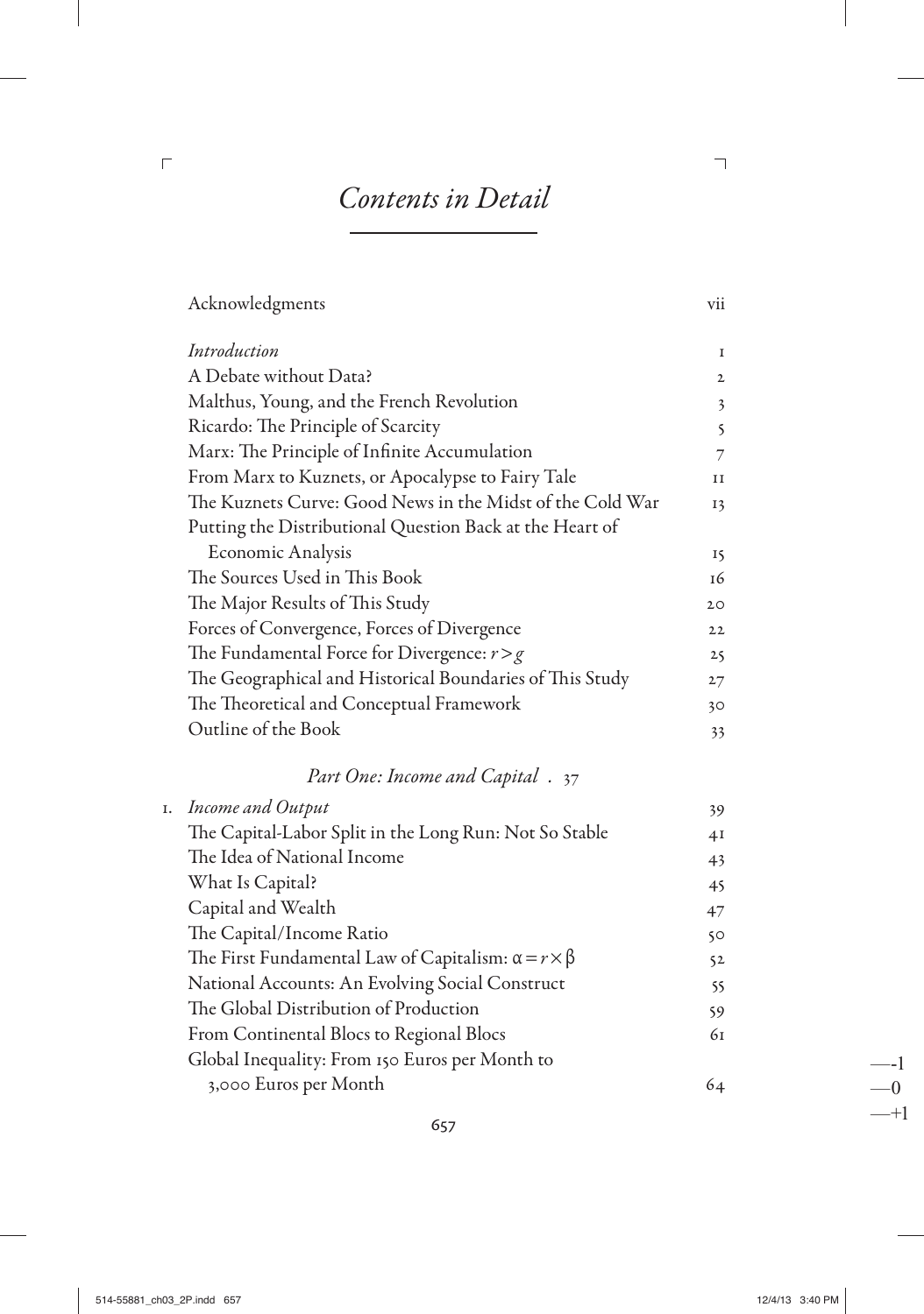# *Contents in Detail*

| | |
|---|---|
| Acknowledgments | vii |
| *Introduction* | 1 |
| A Debate without Data? | 2 |
| Malthus, Young, and the French Revolution | 3 |
| Ricardo: The Principle of Scarcity | 5 |
| Marx: The Principle of Infinite Accumulation | 7 |
| From Marx to Kuznets, or Apocalypse to Fairy Tale | 11 |
| The Kuznets Curve: Good News in the Midst of the Cold War | 13 |
| Putting the Distributional Question Back at the Heart of Economic Analysis | 15 |
| The Sources Used in This Book | 16 |
| The Major Results of This Study | 20 |
| Forces of Convergence, Forces of Divergence | 22 |
| The Fundamental Force for Divergence: $r > g$ | 25 |
| The Geographical and Historical Boundaries of This Study | 27 |
| The Theoretical and Conceptual Framework | 30 |
| Outline of the Book | 33 |

## *Part One: Income and Capital* . 37

| | |
|---|---|
| 1. *Income and Output* | 39 |
| The Capital-Labor Split in the Long Run: Not So Stable | 41 |
| The Idea of National Income | 43 |
| What Is Capital? | 45 |
| Capital and Wealth | 47 |
| The Capital/Income Ratio | 50 |
| The First Fundamental Law of Capitalism: $\alpha = r \times \beta$ | 52 |
| National Accounts: An Evolving Social Construct | 55 |
| The Global Distribution of Production | 59 |
| From Continental Blocs to Regional Blocs | 61 |
| Global Inequality: From 150 Euros per Month to 3,000 Euros per Month | 64 |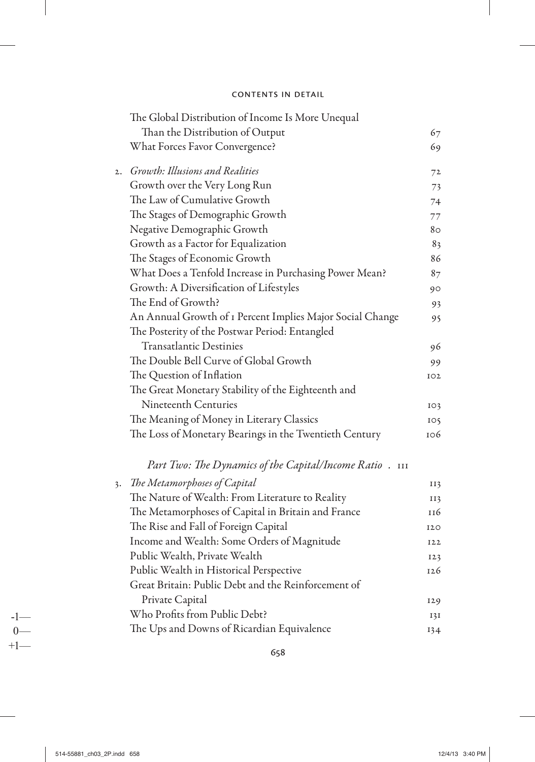The Global Distribution of Income Is More Unequal Than the Distribution of Output 67
What Forces Favor Convergence? 69

2. *Growth: Illusions and Realities* 72
Growth over the Very Long Run 73
The Law of Cumulative Growth 74
The Stages of Demographic Growth 77
Negative Demographic Growth 80
Growth as a Factor for Equalization 83
The Stages of Economic Growth 86
What Does a Tenfold Increase in Purchasing Power Mean? 87
Growth: A Diversification of Lifestyles 90
The End of Growth? 93
An Annual Growth of 1 Percent Implies Major Social Change 95
The Posterity of the Postwar Period: Entangled Transatlantic Destinies 96
The Double Bell Curve of Global Growth 99
The Question of Inflation 102
The Great Monetary Stability of the Eighteenth and Nineteenth Centuries 103
The Meaning of Money in Literary Classics 105
The Loss of Monetary Bearings in the Twentieth Century 106

*Part Two: The Dynamics of the Capital/Income Ratio* . 111

3. *The Metamorphoses of Capital* 113
The Nature of Wealth: From Literature to Reality 113
The Metamorphoses of Capital in Britain and France 116
The Rise and Fall of Foreign Capital 120
Income and Wealth: Some Orders of Magnitude 122
Public Wealth, Private Wealth 123
Public Wealth in Historical Perspective 126
Great Britain: Public Debt and the Reinforcement of Private Capital 129
Who Profits from Public Debt? 131
The Ups and Downs of Ricardian Equivalence 134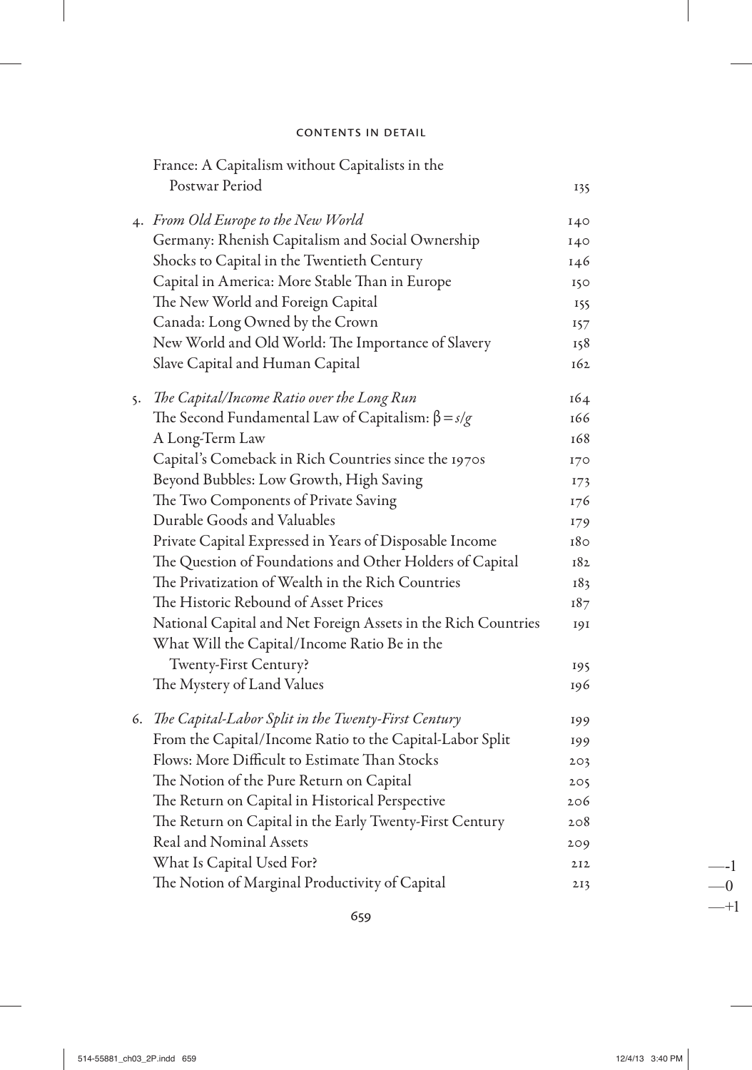France: A Capitalism without Capitalists in the Postwar Period 135

4. *From Old Europe to the New World* 140
   - Germany: Rhenish Capitalism and Social Ownership 140
   - Shocks to Capital in the Twentieth Century 146
   - Capital in America: More Stable Than in Europe 150
   - The New World and Foreign Capital 155
   - Canada: Long Owned by the Crown 157
   - New World and Old World: The Importance of Slavery 158
   - Slave Capital and Human Capital 162

5. *The Capital/Income Ratio over the Long Run* 164
   - The Second Fundamental Law of Capitalism: $\beta = s/g$ 166
   - A Long-Term Law 168
   - Capital's Comeback in Rich Countries since the 1970s 170
   - Beyond Bubbles: Low Growth, High Saving 173
   - The Two Components of Private Saving 176
   - Durable Goods and Valuables 179
   - Private Capital Expressed in Years of Disposable Income 180
   - The Question of Foundations and Other Holders of Capital 182
   - The Privatization of Wealth in the Rich Countries 183
   - The Historic Rebound of Asset Prices 187
   - National Capital and Net Foreign Assets in the Rich Countries 191
   - What Will the Capital/Income Ratio Be in the Twenty-First Century? 195
   - The Mystery of Land Values 196

6. *The Capital-Labor Split in the Twenty-First Century* 199
   - From the Capital/Income Ratio to the Capital-Labor Split 199
   - Flows: More Difficult to Estimate Than Stocks 203
   - The Notion of the Pure Return on Capital 205
   - The Return on Capital in Historical Perspective 206
   - The Return on Capital in the Early Twenty-First Century 208
   - Real and Nominal Assets 209
   - What Is Capital Used For? 212
   - The Notion of Marginal Productivity of Capital 213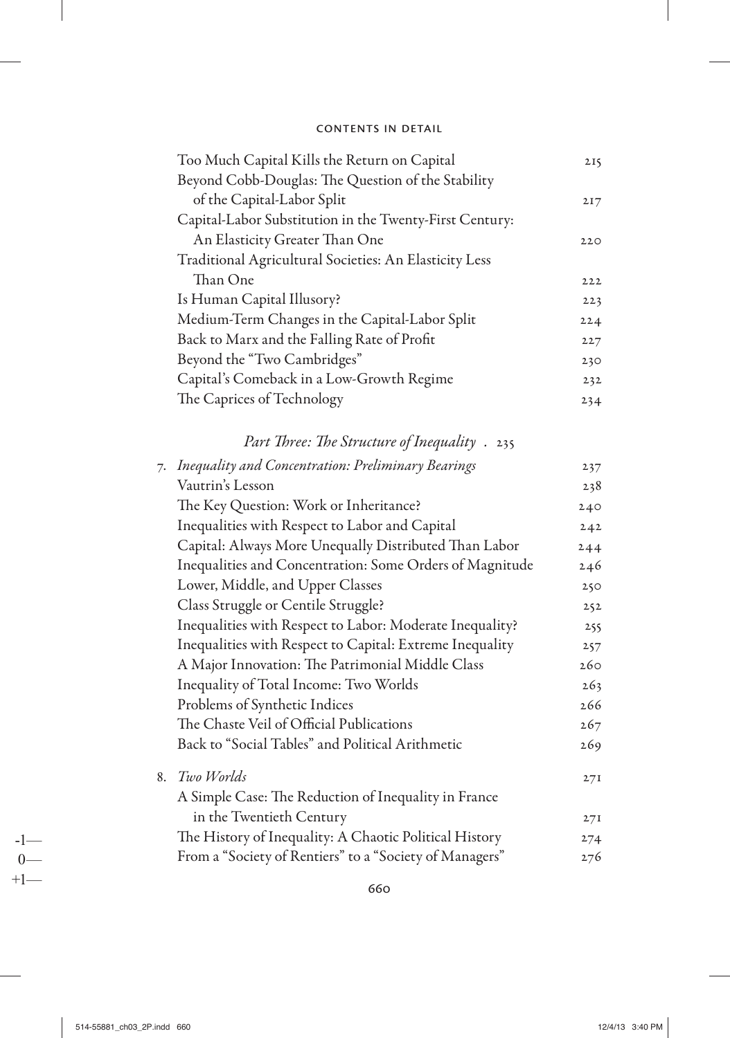| | |
|---|---|
| Too Much Capital Kills the Return on Capital | 215 |
| Beyond Cobb-Douglas: The Question of the Stability of the Capital-Labor Split | 217 |
| Capital-Labor Substitution in the Twenty-First Century: An Elasticity Greater Than One | 220 |
| Traditional Agricultural Societies: An Elasticity Less Than One | 222 |
| Is Human Capital Illusory? | 223 |
| Medium-Term Changes in the Capital-Labor Split | 224 |
| Back to Marx and the Falling Rate of Profit | 227 |
| Beyond the "Two Cambridges" | 230 |
| Capital's Comeback in a Low-Growth Regime | 232 |
| The Caprices of Technology | 234 |

*Part Three: The Structure of Inequality* . 235

| | |
|---|---|
| 7. *Inequality and Concentration: Preliminary Bearings* | 237 |
| Vautrin's Lesson | 238 |
| The Key Question: Work or Inheritance? | 240 |
| Inequalities with Respect to Labor and Capital | 242 |
| Capital: Always More Unequally Distributed Than Labor | 244 |
| Inequalities and Concentration: Some Orders of Magnitude | 246 |
| Lower, Middle, and Upper Classes | 250 |
| Class Struggle or Centile Struggle? | 252 |
| Inequalities with Respect to Labor: Moderate Inequality? | 255 |
| Inequalities with Respect to Capital: Extreme Inequality | 257 |
| A Major Innovation: The Patrimonial Middle Class | 260 |
| Inequality of Total Income: Two Worlds | 263 |
| Problems of Synthetic Indices | 266 |
| The Chaste Veil of Official Publications | 267 |
| Back to "Social Tables" and Political Arithmetic | 269 |
| 8. *Two Worlds* | 271 |
| A Simple Case: The Reduction of Inequality in France in the Twentieth Century | 271 |
| The History of Inequality: A Chaotic Political History | 274 |
| From a "Society of Rentiers" to a "Society of Managers" | 276 |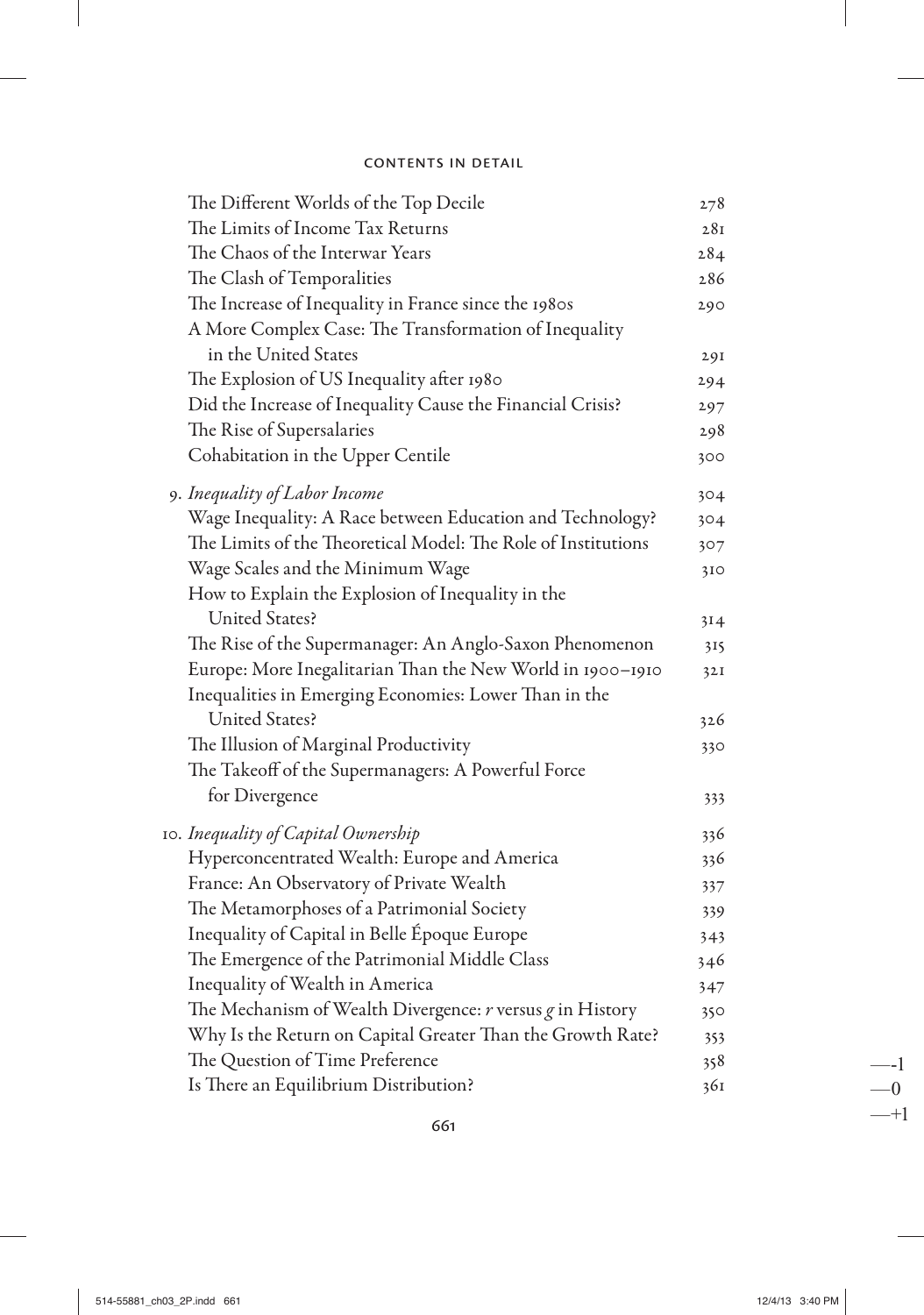| | |
|---|---|
| The Different Worlds of the Top Decile | 278 |
| The Limits of Income Tax Returns | 281 |
| The Chaos of the Interwar Years | 284 |
| The Clash of Temporalities | 286 |
| The Increase of Inequality in France since the 1980s | 290 |
| A More Complex Case: The Transformation of Inequality in the United States | 291 |
| The Explosion of US Inequality after 1980 | 294 |
| Did the Increase of Inequality Cause the Financial Crisis? | 297 |
| The Rise of Supersalaries | 298 |
| Cohabitation in the Upper Centile | 300 |
| 9. *Inequality of Labor Income* | 304 |
| Wage Inequality: A Race between Education and Technology? | 304 |
| The Limits of the Theoretical Model: The Role of Institutions | 307 |
| Wage Scales and the Minimum Wage | 310 |
| How to Explain the Explosion of Inequality in the United States? | 314 |
| The Rise of the Supermanager: An Anglo-Saxon Phenomenon | 315 |
| Europe: More Inegalitarian Than the New World in 1900–1910 | 321 |
| Inequalities in Emerging Economies: Lower Than in the United States? | 326 |
| The Illusion of Marginal Productivity | 330 |
| The Takeoff of the Supermanagers: A Powerful Force for Divergence | 333 |
| 10. *Inequality of Capital Ownership* | 336 |
| Hyperconcentrated Wealth: Europe and America | 336 |
| France: An Observatory of Private Wealth | 337 |
| The Metamorphoses of a Patrimonial Society | 339 |
| Inequality of Capital in Belle Époque Europe | 343 |
| The Emergence of the Patrimonial Middle Class | 346 |
| Inequality of Wealth in America | 347 |
| The Mechanism of Wealth Divergence: *r* versus *g* in History | 350 |
| Why Is the Return on Capital Greater Than the Growth Rate? | 353 |
| The Question of Time Preference | 358 |
| Is There an Equilibrium Distribution? | 361 |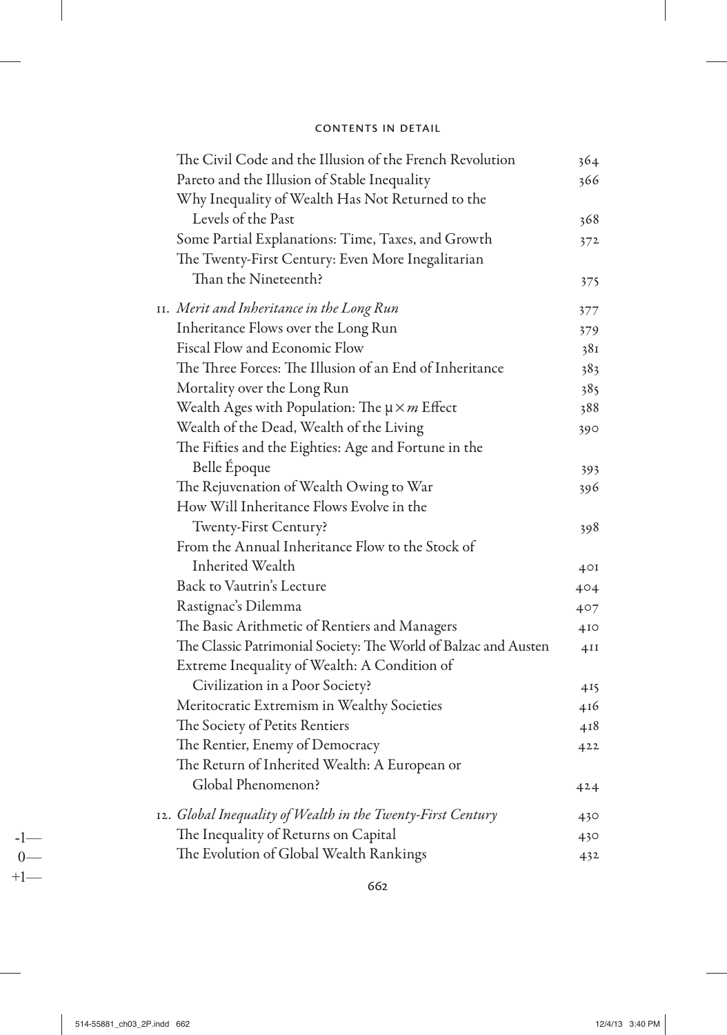| | |
|---|---|
| The Civil Code and the Illusion of the French Revolution | 364 |
| Pareto and the Illusion of Stable Inequality | 366 |
| Why Inequality of Wealth Has Not Returned to the Levels of the Past | 368 |
| Some Partial Explanations: Time, Taxes, and Growth | 372 |
| The Twenty-First Century: Even More Inegalitarian Than the Nineteenth? | 375 |
| 11. *Merit and Inheritance in the Long Run* | 377 |
| Inheritance Flows over the Long Run | 379 |
| Fiscal Flow and Economic Flow | 381 |
| The Three Forces: The Illusion of an End of Inheritance | 383 |
| Mortality over the Long Run | 385 |
| Wealth Ages with Population: The $\mu \times m$ Effect | 388 |
| Wealth of the Dead, Wealth of the Living | 390 |
| The Fifties and the Eighties: Age and Fortune in the Belle Époque | 393 |
| The Rejuvenation of Wealth Owing to War | 396 |
| How Will Inheritance Flows Evolve in the Twenty-First Century? | 398 |
| From the Annual Inheritance Flow to the Stock of Inherited Wealth | 401 |
| Back to Vautrin's Lecture | 404 |
| Rastignac's Dilemma | 407 |
| The Basic Arithmetic of Rentiers and Managers | 410 |
| The Classic Patrimonial Society: The World of Balzac and Austen | 411 |
| Extreme Inequality of Wealth: A Condition of Civilization in a Poor Society? | 415 |
| Meritocratic Extremism in Wealthy Societies | 416 |
| The Society of Petits Rentiers | 418 |
| The Rentier, Enemy of Democracy | 422 |
| The Return of Inherited Wealth: A European or Global Phenomenon? | 424 |
| 12. *Global Inequality of Wealth in the Twenty-First Century* | 430 |
| The Inequality of Returns on Capital | 430 |
| The Evolution of Global Wealth Rankings | 432 |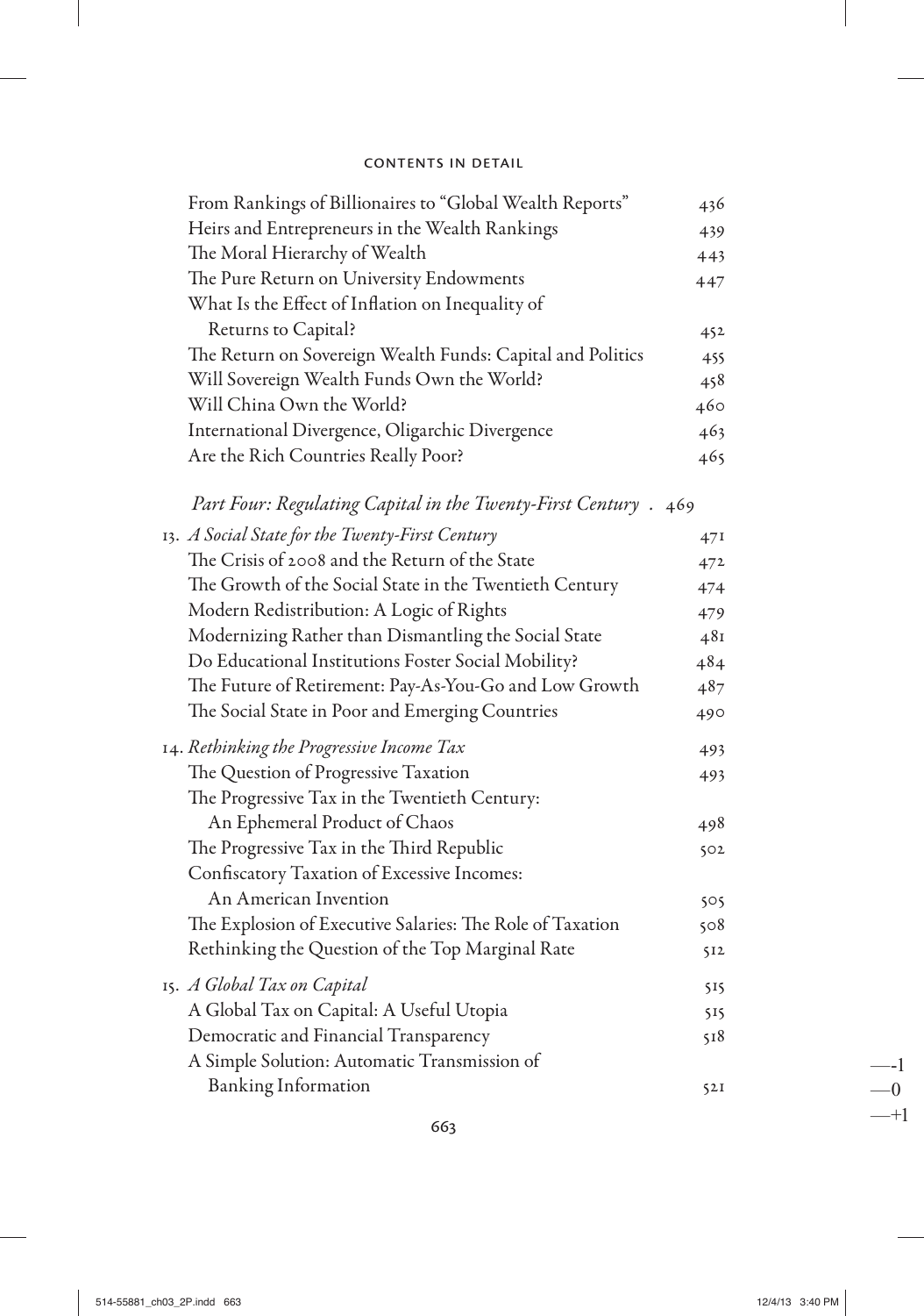| | |
|---|---|
| From Rankings of Billionaires to "Global Wealth Reports" | 436 |
| Heirs and Entrepreneurs in the Wealth Rankings | 439 |
| The Moral Hierarchy of Wealth | 443 |
| The Pure Return on University Endowments | 447 |
| What Is the Effect of Inflation on Inequality of Returns to Capital? | 452 |
| The Return on Sovereign Wealth Funds: Capital and Politics | 455 |
| Will Sovereign Wealth Funds Own the World? | 458 |
| Will China Own the World? | 460 |
| International Divergence, Oligarchic Divergence | 463 |
| Are the Rich Countries Really Poor? | 465 |

*Part Four: Regulating Capital in the Twenty-First Century* . 469

| | |
|---|---|
| 13. *A Social State for the Twenty-First Century* | 471 |
| The Crisis of 2008 and the Return of the State | 472 |
| The Growth of the Social State in the Twentieth Century | 474 |
| Modern Redistribution: A Logic of Rights | 479 |
| Modernizing Rather than Dismantling the Social State | 481 |
| Do Educational Institutions Foster Social Mobility? | 484 |
| The Future of Retirement: Pay-As-You-Go and Low Growth | 487 |
| The Social State in Poor and Emerging Countries | 490 |
| 14. *Rethinking the Progressive Income Tax* | 493 |
| The Question of Progressive Taxation | 493 |
| The Progressive Tax in the Twentieth Century: An Ephemeral Product of Chaos | 498 |
| The Progressive Tax in the Third Republic | 502 |
| Confiscatory Taxation of Excessive Incomes: An American Invention | 505 |
| The Explosion of Executive Salaries: The Role of Taxation | 508 |
| Rethinking the Question of the Top Marginal Rate | 512 |
| 15. *A Global Tax on Capital* | 515 |
| A Global Tax on Capital: A Useful Utopia | 515 |
| Democratic and Financial Transparency | 518 |
| A Simple Solution: Automatic Transmission of Banking Information | 521 |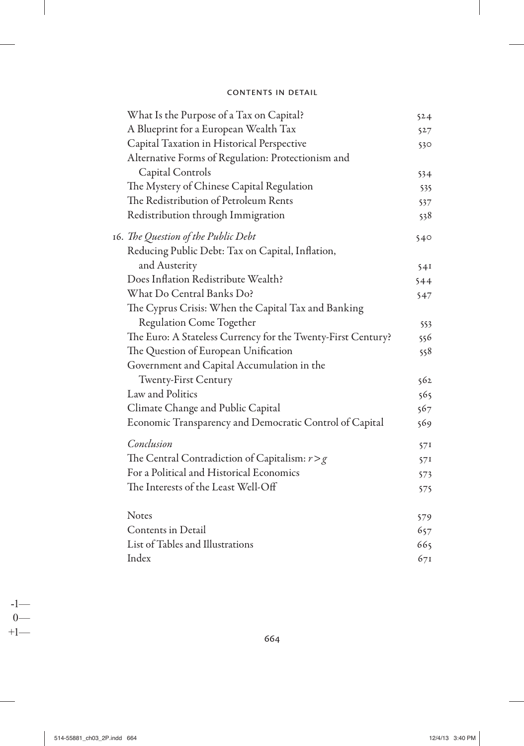What Is the Purpose of a Tax on Capital? 524
A Blueprint for a European Wealth Tax 527
Capital Taxation in Historical Perspective 530
Alternative Forms of Regulation: Protectionism and Capital Controls 534
The Mystery of Chinese Capital Regulation 535
The Redistribution of Petroleum Rents 537
Redistribution through Immigration 538

16. *The Question of the Public Debt* 540
Reducing Public Debt: Tax on Capital, Inflation, and Austerity 541
Does Inflation Redistribute Wealth? 544
What Do Central Banks Do? 547
The Cyprus Crisis: When the Capital Tax and Banking Regulation Come Together 553
The Euro: A Stateless Currency for the Twenty-First Century? 556
The Question of European Unification 558
Government and Capital Accumulation in the Twenty-First Century 562
Law and Politics 565
Climate Change and Public Capital 567
Economic Transparency and Democratic Control of Capital 569

*Conclusion* 571
The Central Contradiction of Capitalism: $r > g$ 571
For a Political and Historical Economics 573
The Interests of the Least Well-Off 575

Notes 579
Contents in Detail 657
List of Tables and Illustrations 665
Index 671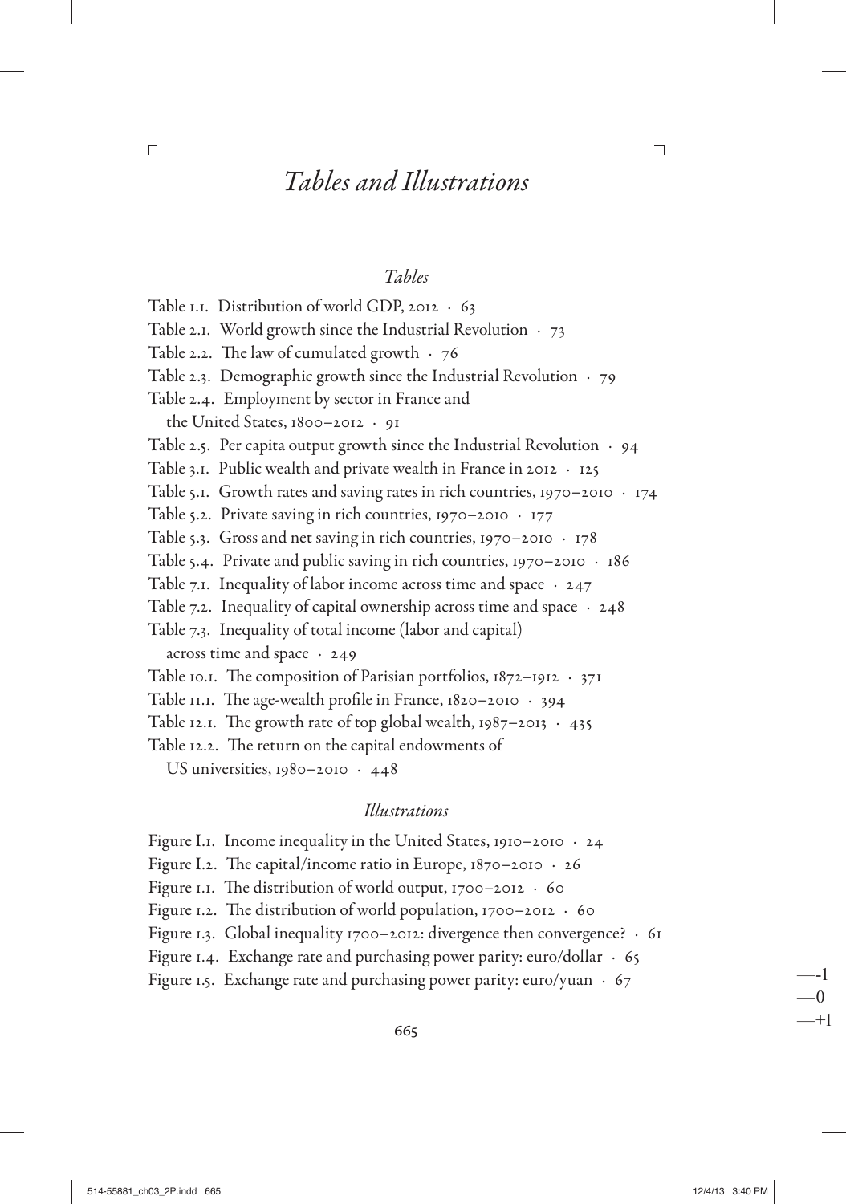# *Tables and Illustrations*

## *Tables*

Table 1.1. Distribution of world GDP, 2012 · 63
Table 2.1. World growth since the Industrial Revolution · 73
Table 2.2. The law of cumulated growth · 76
Table 2.3. Demographic growth since the Industrial Revolution · 79
Table 2.4. Employment by sector in France and the United States, 1800–2012 · 91
Table 2.5. Per capita output growth since the Industrial Revolution · 94
Table 3.1. Public wealth and private wealth in France in 2012 · 125
Table 5.1. Growth rates and saving rates in rich countries, 1970–2010 · 174
Table 5.2. Private saving in rich countries, 1970–2010 · 177
Table 5.3. Gross and net saving in rich countries, 1970–2010 · 178
Table 5.4. Private and public saving in rich countries, 1970–2010 · 186
Table 7.1. Inequality of labor income across time and space · 247
Table 7.2. Inequality of capital ownership across time and space · 248
Table 7.3. Inequality of total income (labor and capital) across time and space · 249
Table 10.1. The composition of Parisian portfolios, 1872–1912 · 371
Table 11.1. The age-wealth profile in France, 1820–2010 · 394
Table 12.1. The growth rate of top global wealth, 1987–2013 · 435
Table 12.2. The return on the capital endowments of US universities, 1980–2010 · 448

## *Illustrations*

Figure I.1. Income inequality in the United States, 1910–2010 · 24
Figure I.2. The capital/income ratio in Europe, 1870–2010 · 26
Figure 1.1. The distribution of world output, 1700–2012 · 60
Figure 1.2. The distribution of world population, 1700–2012 · 60
Figure 1.3. Global inequality 1700–2012: divergence then convergence? · 61
Figure 1.4. Exchange rate and purchasing power parity: euro/dollar · 65
Figure 1.5. Exchange rate and purchasing power parity: euro/yuan · 67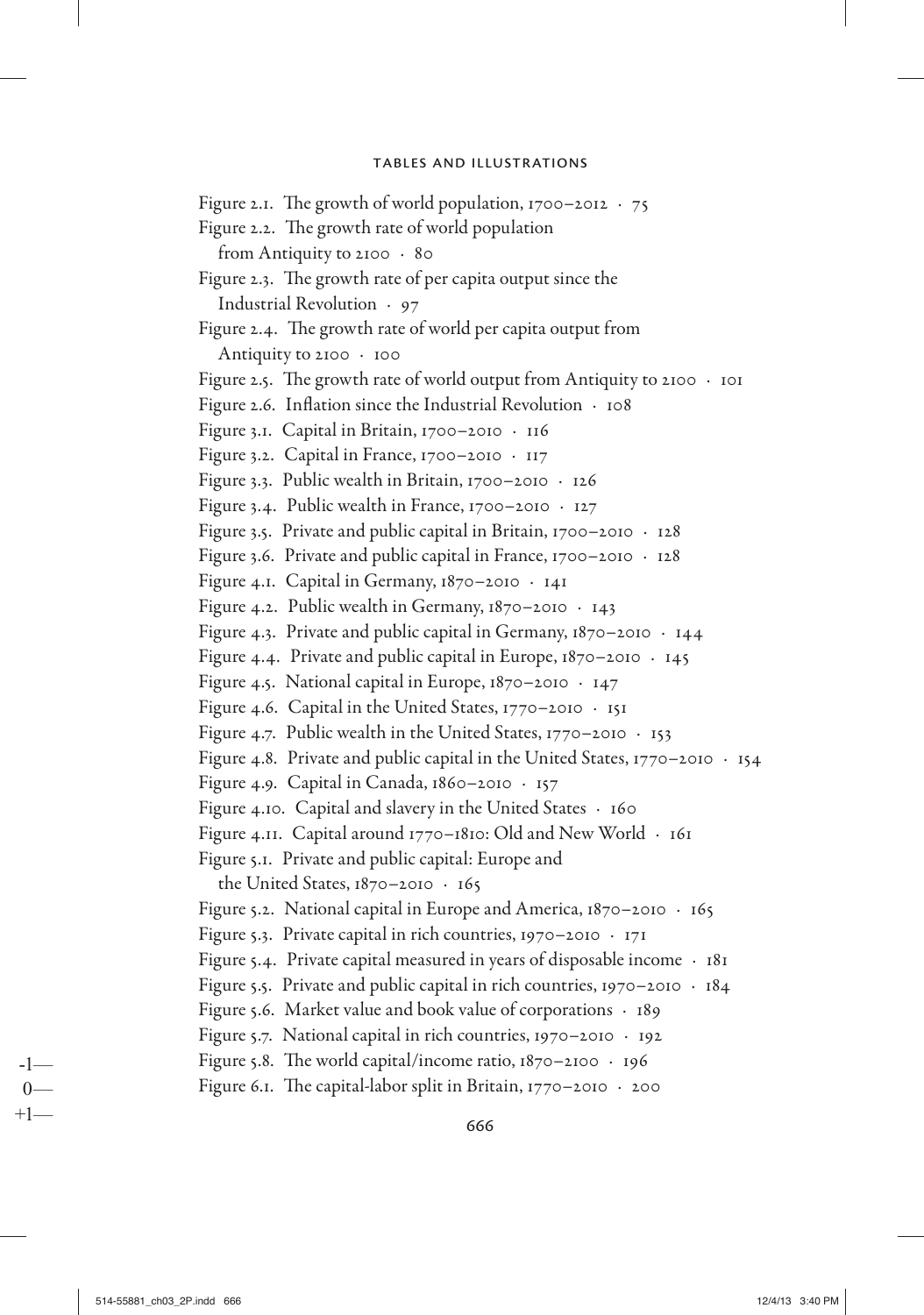Figure 2.1. The growth of world population, 1700–2012 · 75
Figure 2.2. The growth rate of world population from Antiquity to 2100 · 80
Figure 2.3. The growth rate of per capita output since the Industrial Revolution · 97
Figure 2.4. The growth rate of world per capita output from Antiquity to 2100 · 100
Figure 2.5. The growth rate of world output from Antiquity to 2100 · 101
Figure 2.6. Inflation since the Industrial Revolution · 108
Figure 3.1. Capital in Britain, 1700–2010 · 116
Figure 3.2. Capital in France, 1700–2010 · 117
Figure 3.3. Public wealth in Britain, 1700–2010 · 126
Figure 3.4. Public wealth in France, 1700–2010 · 127
Figure 3.5. Private and public capital in Britain, 1700–2010 · 128
Figure 3.6. Private and public capital in France, 1700–2010 · 128
Figure 4.1. Capital in Germany, 1870–2010 · 141
Figure 4.2. Public wealth in Germany, 1870–2010 · 143
Figure 4.3. Private and public capital in Germany, 1870–2010 · 144
Figure 4.4. Private and public capital in Europe, 1870–2010 · 145
Figure 4.5. National capital in Europe, 1870–2010 · 147
Figure 4.6. Capital in the United States, 1770–2010 · 151
Figure 4.7. Public wealth in the United States, 1770–2010 · 153
Figure 4.8. Private and public capital in the United States, 1770–2010 · 154
Figure 4.9. Capital in Canada, 1860–2010 · 157
Figure 4.10. Capital and slavery in the United States · 160
Figure 4.11. Capital around 1770–1810: Old and New World · 161
Figure 5.1. Private and public capital: Europe and the United States, 1870–2010 · 165
Figure 5.2. National capital in Europe and America, 1870–2010 · 165
Figure 5.3. Private capital in rich countries, 1970–2010 · 171
Figure 5.4. Private capital measured in years of disposable income · 181
Figure 5.5. Private and public capital in rich countries, 1970–2010 · 184
Figure 5.6. Market value and book value of corporations · 189
Figure 5.7. National capital in rich countries, 1970–2010 · 192
Figure 5.8. The world capital/income ratio, 1870–2100 · 196
Figure 6.1. The capital-labor split in Britain, 1770–2010 · 200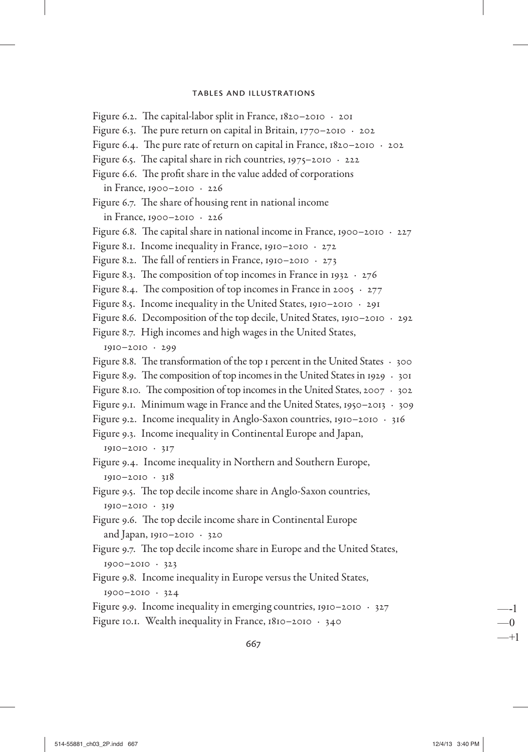Figure 6.2. The capital-labor split in France, 1820–2010 · 201

Figure 6.3. The pure return on capital in Britain, 1770–2010 · 202

Figure 6.4. The pure rate of return on capital in France, 1820–2010 · 202

Figure 6.5. The capital share in rich countries, 1975–2010 · 222

Figure 6.6. The profit share in the value added of corporations in France, 1900–2010 · 226

Figure 6.7. The share of housing rent in national income in France, 1900–2010 · 226

Figure 6.8. The capital share in national income in France, 1900–2010 · 227

Figure 8.1. Income inequality in France, 1910–2010 · 272

Figure 8.2. The fall of rentiers in France, 1910–2010 · 273

Figure 8.3. The composition of top incomes in France in 1932 · 276

Figure 8.4. The composition of top incomes in France in 2005 · 277

Figure 8.5. Income inequality in the United States, 1910–2010 · 291

Figure 8.6. Decomposition of the top decile, United States, 1910–2010 · 292

Figure 8.7. High incomes and high wages in the United States, 1910–2010 · 299

Figure 8.8. The transformation of the top 1 percent in the United States · 300

Figure 8.9. The composition of top incomes in the United States in 1929 · 301

Figure 8.10. The composition of top incomes in the United States, 2007 · 302

Figure 9.1. Minimum wage in France and the United States, 1950–2013 · 309

Figure 9.2. Income inequality in Anglo-Saxon countries, 1910–2010 · 316

Figure 9.3. Income inequality in Continental Europe and Japan, 1910–2010 · 317

Figure 9.4. Income inequality in Northern and Southern Europe, 1910–2010 · 318

Figure 9.5. The top decile income share in Anglo-Saxon countries, 1910–2010 · 319

Figure 9.6. The top decile income share in Continental Europe and Japan, 1910–2010 · 320

Figure 9.7. The top decile income share in Europe and the United States, 1900–2010 · 323

Figure 9.8. Income inequality in Europe versus the United States, 1900–2010 · 324

Figure 9.9. Income inequality in emerging countries, 1910–2010 · 327

Figure 10.1. Wealth inequality in France, 1810–2010 · 340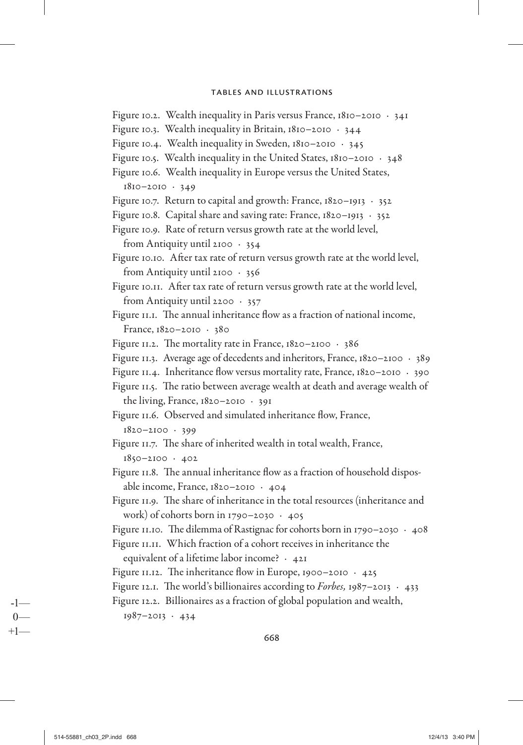Figure 10.2. Wealth inequality in Paris versus France, 1810–2010 · 341

Figure 10.3. Wealth inequality in Britain, 1810–2010 · 344

Figure 10.4. Wealth inequality in Sweden, 1810–2010 · 345

Figure 10.5. Wealth inequality in the United States, 1810–2010 · 348

Figure 10.6. Wealth inequality in Europe versus the United States, 1810–2010 · 349

Figure 10.7. Return to capital and growth: France, 1820–1913 · 352

Figure 10.8. Capital share and saving rate: France, 1820–1913 · 352

Figure 10.9. Rate of return versus growth rate at the world level, from Antiquity until 2100 · 354

Figure 10.10. After tax rate of return versus growth rate at the world level, from Antiquity until 2100 · 356

Figure 10.11. After tax rate of return versus growth rate at the world level, from Antiquity until 2200 · 357

Figure 11.1. The annual inheritance flow as a fraction of national income, France, 1820–2010 · 380

Figure 11.2. The mortality rate in France, 1820–2100 · 386

Figure 11.3. Average age of decedents and inheritors, France, 1820–2100 · 389

Figure 11.4. Inheritance flow versus mortality rate, France, 1820–2010 · 390

Figure 11.5. The ratio between average wealth at death and average wealth of the living, France, 1820–2010 · 391

Figure 11.6. Observed and simulated inheritance flow, France, 1820–2100 · 399

Figure 11.7. The share of inherited wealth in total wealth, France, 1850–2100 · 402

Figure 11.8. The annual inheritance flow as a fraction of household disposable income, France, 1820–2010 · 404

Figure 11.9. The share of inheritance in the total resources (inheritance and work) of cohorts born in 1790–2030 · 405

Figure 11.10. The dilemma of Rastignac for cohorts born in 1790–2030 · 408

Figure 11.11. Which fraction of a cohort receives in inheritance the equivalent of a lifetime labor income? · 421

Figure 11.12. The inheritance flow in Europe, 1900–2010 · 425

Figure 12.1. The world's billionaires according to *Forbes,* 1987–2013 · 433

Figure 12.2. Billionaires as a fraction of global population and wealth, 1987–2013 · 434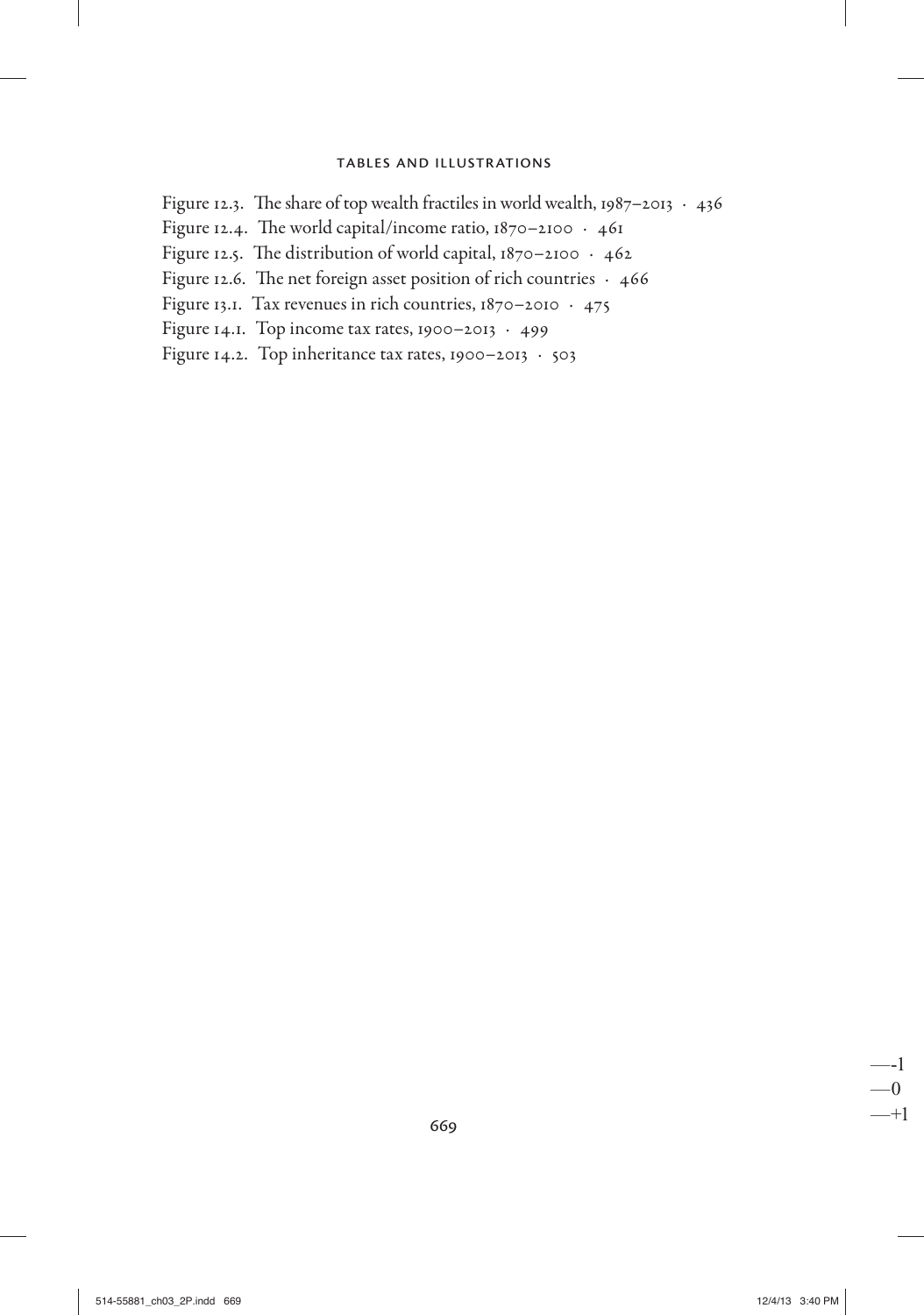Figure 12.3. The share of top wealth fractiles in world wealth, 1987–2013 · 436

Figure 12.4. The world capital/income ratio, 1870–2100 · 461

Figure 12.5. The distribution of world capital, 1870–2100 · 462

Figure 12.6. The net foreign asset position of rich countries · 466

Figure 13.1. Tax revenues in rich countries, 1870–2010 · 475

Figure 14.1. Top income tax rates, 1900–2013 · 499

Figure 14.2. Top inheritance tax rates, 1900–2013 · 503